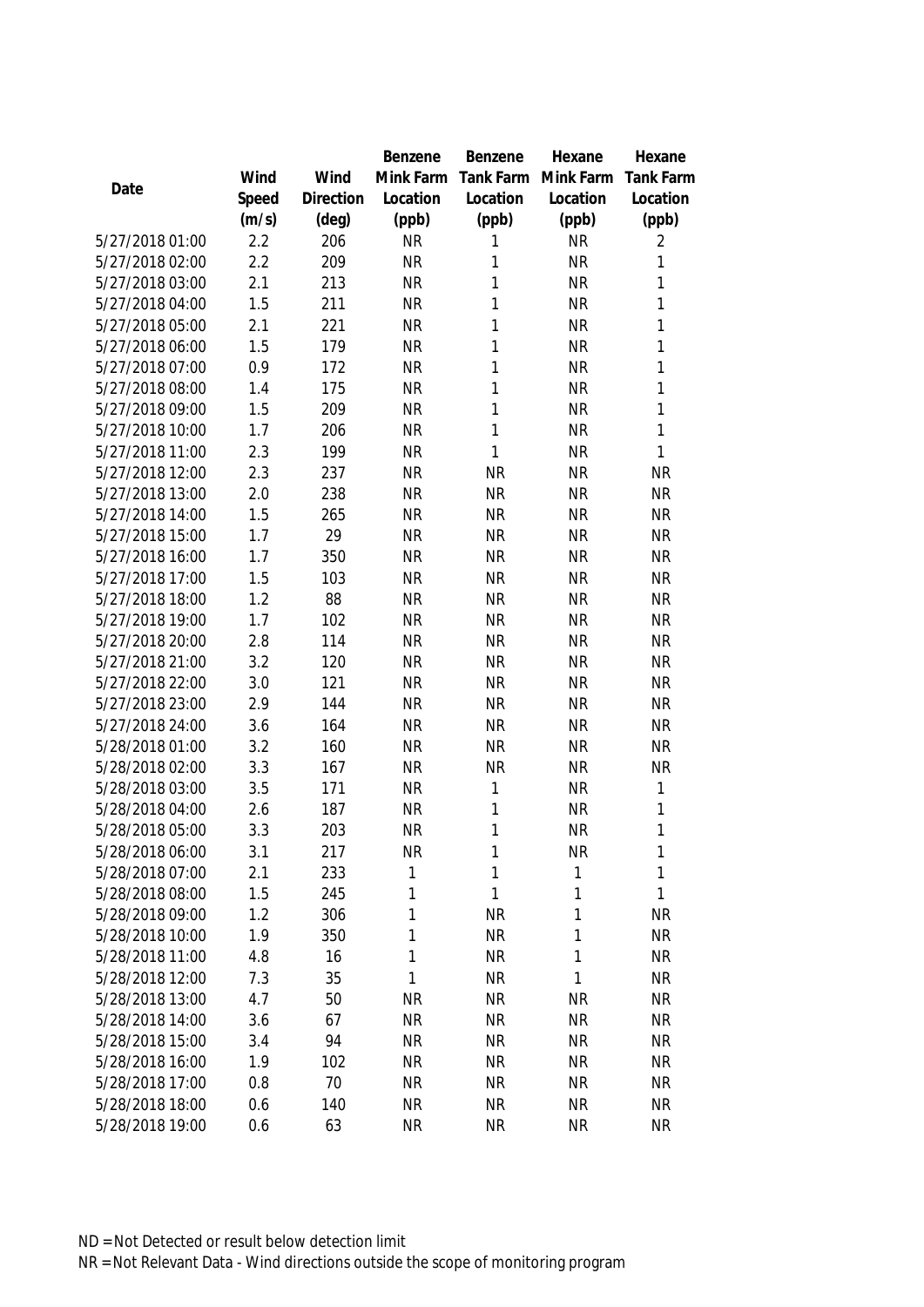| Date | Wind Speed (m/s) | Wind Direction (deg) | Benzene Mink Farm Location (ppb) | Benzene Tank Farm Location (ppb) | Hexane Mink Farm Location (ppb) | Hexane Tank Farm Location (ppb) |
|---|---|---|---|---|---|---|
| 5/27/2018 01:00 | 2.2 | 206 | NR | 1 | NR | 2 |
| 5/27/2018 02:00 | 2.2 | 209 | NR | 1 | NR | 1 |
| 5/27/2018 03:00 | 2.1 | 213 | NR | 1 | NR | 1 |
| 5/27/2018 04:00 | 1.5 | 211 | NR | 1 | NR | 1 |
| 5/27/2018 05:00 | 2.1 | 221 | NR | 1 | NR | 1 |
| 5/27/2018 06:00 | 1.5 | 179 | NR | 1 | NR | 1 |
| 5/27/2018 07:00 | 0.9 | 172 | NR | 1 | NR | 1 |
| 5/27/2018 08:00 | 1.4 | 175 | NR | 1 | NR | 1 |
| 5/27/2018 09:00 | 1.5 | 209 | NR | 1 | NR | 1 |
| 5/27/2018 10:00 | 1.7 | 206 | NR | 1 | NR | 1 |
| 5/27/2018 11:00 | 2.3 | 199 | NR | 1 | NR | 1 |
| 5/27/2018 12:00 | 2.3 | 237 | NR | NR | NR | NR |
| 5/27/2018 13:00 | 2.0 | 238 | NR | NR | NR | NR |
| 5/27/2018 14:00 | 1.5 | 265 | NR | NR | NR | NR |
| 5/27/2018 15:00 | 1.7 | 29 | NR | NR | NR | NR |
| 5/27/2018 16:00 | 1.7 | 350 | NR | NR | NR | NR |
| 5/27/2018 17:00 | 1.5 | 103 | NR | NR | NR | NR |
| 5/27/2018 18:00 | 1.2 | 88 | NR | NR | NR | NR |
| 5/27/2018 19:00 | 1.7 | 102 | NR | NR | NR | NR |
| 5/27/2018 20:00 | 2.8 | 114 | NR | NR | NR | NR |
| 5/27/2018 21:00 | 3.2 | 120 | NR | NR | NR | NR |
| 5/27/2018 22:00 | 3.0 | 121 | NR | NR | NR | NR |
| 5/27/2018 23:00 | 2.9 | 144 | NR | NR | NR | NR |
| 5/27/2018 24:00 | 3.6 | 164 | NR | NR | NR | NR |
| 5/28/2018 01:00 | 3.2 | 160 | NR | NR | NR | NR |
| 5/28/2018 02:00 | 3.3 | 167 | NR | NR | NR | NR |
| 5/28/2018 03:00 | 3.5 | 171 | NR | 1 | NR | 1 |
| 5/28/2018 04:00 | 2.6 | 187 | NR | 1 | NR | 1 |
| 5/28/2018 05:00 | 3.3 | 203 | NR | 1 | NR | 1 |
| 5/28/2018 06:00 | 3.1 | 217 | NR | 1 | NR | 1 |
| 5/28/2018 07:00 | 2.1 | 233 | 1 | 1 | 1 | 1 |
| 5/28/2018 08:00 | 1.5 | 245 | 1 | 1 | 1 | 1 |
| 5/28/2018 09:00 | 1.2 | 306 | 1 | NR | 1 | NR |
| 5/28/2018 10:00 | 1.9 | 350 | 1 | NR | 1 | NR |
| 5/28/2018 11:00 | 4.8 | 16 | 1 | NR | 1 | NR |
| 5/28/2018 12:00 | 7.3 | 35 | 1 | NR | 1 | NR |
| 5/28/2018 13:00 | 4.7 | 50 | NR | NR | NR | NR |
| 5/28/2018 14:00 | 3.6 | 67 | NR | NR | NR | NR |
| 5/28/2018 15:00 | 3.4 | 94 | NR | NR | NR | NR |
| 5/28/2018 16:00 | 1.9 | 102 | NR | NR | NR | NR |
| 5/28/2018 17:00 | 0.8 | 70 | NR | NR | NR | NR |
| 5/28/2018 18:00 | 0.6 | 140 | NR | NR | NR | NR |
| 5/28/2018 19:00 | 0.6 | 63 | NR | NR | NR | NR |

ND = Not Detected or result below detection limit

NR = Not Relevant Data - Wind directions outside the scope of monitoring program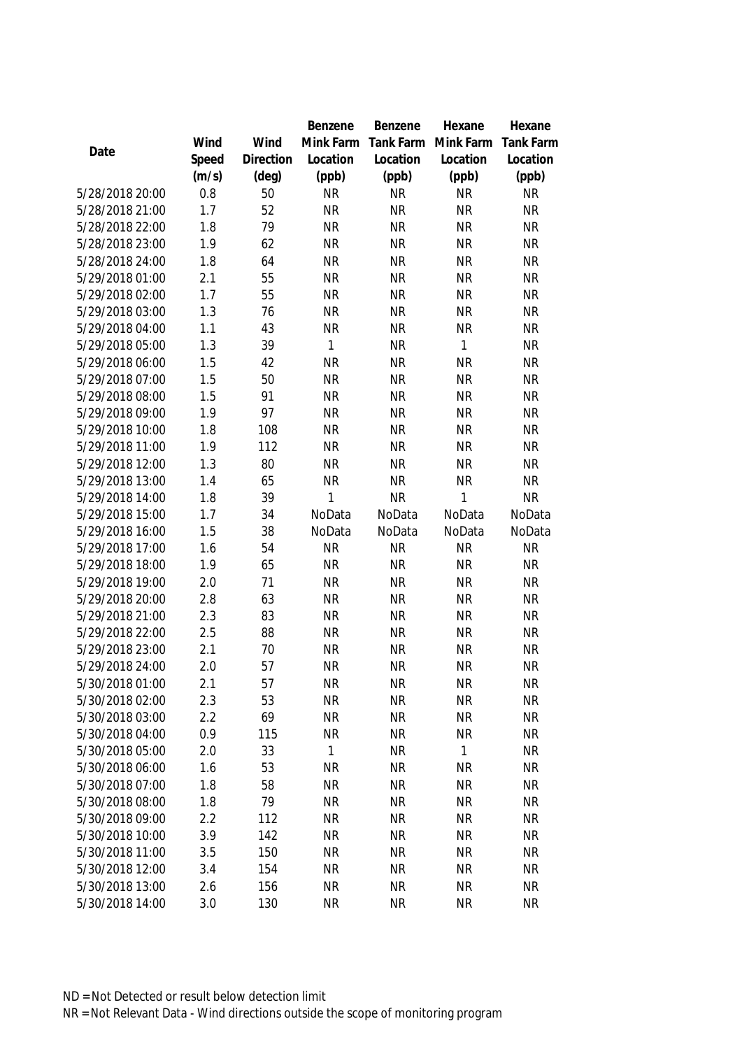| Date | Wind Speed (m/s) | Wind Direction (deg) | Benzene Mink Farm Location (ppb) | Benzene Tank Farm Location (ppb) | Hexane Mink Farm Location (ppb) | Hexane Tank Farm Location (ppb) |
|---|---|---|---|---|---|---|
| 5/28/2018 20:00 | 0.8 | 50 | NR | NR | NR | NR |
| 5/28/2018 21:00 | 1.7 | 52 | NR | NR | NR | NR |
| 5/28/2018 22:00 | 1.8 | 79 | NR | NR | NR | NR |
| 5/28/2018 23:00 | 1.9 | 62 | NR | NR | NR | NR |
| 5/28/2018 24:00 | 1.8 | 64 | NR | NR | NR | NR |
| 5/29/2018 01:00 | 2.1 | 55 | NR | NR | NR | NR |
| 5/29/2018 02:00 | 1.7 | 55 | NR | NR | NR | NR |
| 5/29/2018 03:00 | 1.3 | 76 | NR | NR | NR | NR |
| 5/29/2018 04:00 | 1.1 | 43 | NR | NR | NR | NR |
| 5/29/2018 05:00 | 1.3 | 39 | 1 | NR | 1 | NR |
| 5/29/2018 06:00 | 1.5 | 42 | NR | NR | NR | NR |
| 5/29/2018 07:00 | 1.5 | 50 | NR | NR | NR | NR |
| 5/29/2018 08:00 | 1.5 | 91 | NR | NR | NR | NR |
| 5/29/2018 09:00 | 1.9 | 97 | NR | NR | NR | NR |
| 5/29/2018 10:00 | 1.8 | 108 | NR | NR | NR | NR |
| 5/29/2018 11:00 | 1.9 | 112 | NR | NR | NR | NR |
| 5/29/2018 12:00 | 1.3 | 80 | NR | NR | NR | NR |
| 5/29/2018 13:00 | 1.4 | 65 | NR | NR | NR | NR |
| 5/29/2018 14:00 | 1.8 | 39 | 1 | NR | 1 | NR |
| 5/29/2018 15:00 | 1.7 | 34 | NoData | NoData | NoData | NoData |
| 5/29/2018 16:00 | 1.5 | 38 | NoData | NoData | NoData | NoData |
| 5/29/2018 17:00 | 1.6 | 54 | NR | NR | NR | NR |
| 5/29/2018 18:00 | 1.9 | 65 | NR | NR | NR | NR |
| 5/29/2018 19:00 | 2.0 | 71 | NR | NR | NR | NR |
| 5/29/2018 20:00 | 2.8 | 63 | NR | NR | NR | NR |
| 5/29/2018 21:00 | 2.3 | 83 | NR | NR | NR | NR |
| 5/29/2018 22:00 | 2.5 | 88 | NR | NR | NR | NR |
| 5/29/2018 23:00 | 2.1 | 70 | NR | NR | NR | NR |
| 5/29/2018 24:00 | 2.0 | 57 | NR | NR | NR | NR |
| 5/30/2018 01:00 | 2.1 | 57 | NR | NR | NR | NR |
| 5/30/2018 02:00 | 2.3 | 53 | NR | NR | NR | NR |
| 5/30/2018 03:00 | 2.2 | 69 | NR | NR | NR | NR |
| 5/30/2018 04:00 | 0.9 | 115 | NR | NR | NR | NR |
| 5/30/2018 05:00 | 2.0 | 33 | 1 | NR | 1 | NR |
| 5/30/2018 06:00 | 1.6 | 53 | NR | NR | NR | NR |
| 5/30/2018 07:00 | 1.8 | 58 | NR | NR | NR | NR |
| 5/30/2018 08:00 | 1.8 | 79 | NR | NR | NR | NR |
| 5/30/2018 09:00 | 2.2 | 112 | NR | NR | NR | NR |
| 5/30/2018 10:00 | 3.9 | 142 | NR | NR | NR | NR |
| 5/30/2018 11:00 | 3.5 | 150 | NR | NR | NR | NR |
| 5/30/2018 12:00 | 3.4 | 154 | NR | NR | NR | NR |
| 5/30/2018 13:00 | 2.6 | 156 | NR | NR | NR | NR |
| 5/30/2018 14:00 | 3.0 | 130 | NR | NR | NR | NR |

ND = Not Detected or result below detection limit

NR = Not Relevant Data - Wind directions outside the scope of monitoring program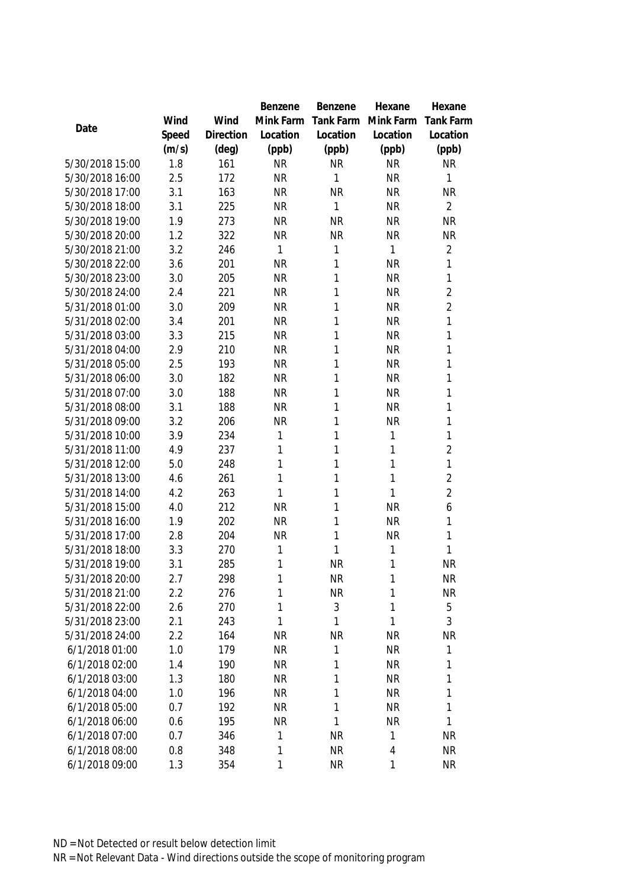| Date | Wind Speed (m/s) | Wind Direction (deg) | Benzene Mink Farm Location (ppb) | Benzene Tank Farm Location (ppb) | Hexane Mink Farm Location (ppb) | Hexane Tank Farm Location (ppb) |
|---|---|---|---|---|---|---|
| 5/30/2018 15:00 | 1.8 | 161 | NR | NR | NR | NR |
| 5/30/2018 16:00 | 2.5 | 172 | NR | 1 | NR | 1 |
| 5/30/2018 17:00 | 3.1 | 163 | NR | NR | NR | NR |
| 5/30/2018 18:00 | 3.1 | 225 | NR | 1 | NR | 2 |
| 5/30/2018 19:00 | 1.9 | 273 | NR | NR | NR | NR |
| 5/30/2018 20:00 | 1.2 | 322 | NR | NR | NR | NR |
| 5/30/2018 21:00 | 3.2 | 246 | 1 | 1 | 1 | 2 |
| 5/30/2018 22:00 | 3.6 | 201 | NR | 1 | NR | 1 |
| 5/30/2018 23:00 | 3.0 | 205 | NR | 1 | NR | 1 |
| 5/30/2018 24:00 | 2.4 | 221 | NR | 1 | NR | 2 |
| 5/31/2018 01:00 | 3.0 | 209 | NR | 1 | NR | 2 |
| 5/31/2018 02:00 | 3.4 | 201 | NR | 1 | NR | 1 |
| 5/31/2018 03:00 | 3.3 | 215 | NR | 1 | NR | 1 |
| 5/31/2018 04:00 | 2.9 | 210 | NR | 1 | NR | 1 |
| 5/31/2018 05:00 | 2.5 | 193 | NR | 1 | NR | 1 |
| 5/31/2018 06:00 | 3.0 | 182 | NR | 1 | NR | 1 |
| 5/31/2018 07:00 | 3.0 | 188 | NR | 1 | NR | 1 |
| 5/31/2018 08:00 | 3.1 | 188 | NR | 1 | NR | 1 |
| 5/31/2018 09:00 | 3.2 | 206 | NR | 1 | NR | 1 |
| 5/31/2018 10:00 | 3.9 | 234 | 1 | 1 | 1 | 1 |
| 5/31/2018 11:00 | 4.9 | 237 | 1 | 1 | 1 | 2 |
| 5/31/2018 12:00 | 5.0 | 248 | 1 | 1 | 1 | 1 |
| 5/31/2018 13:00 | 4.6 | 261 | 1 | 1 | 1 | 2 |
| 5/31/2018 14:00 | 4.2 | 263 | 1 | 1 | 1 | 2 |
| 5/31/2018 15:00 | 4.0 | 212 | NR | 1 | NR | 6 |
| 5/31/2018 16:00 | 1.9 | 202 | NR | 1 | NR | 1 |
| 5/31/2018 17:00 | 2.8 | 204 | NR | 1 | NR | 1 |
| 5/31/2018 18:00 | 3.3 | 270 | 1 | 1 | 1 | 1 |
| 5/31/2018 19:00 | 3.1 | 285 | 1 | NR | 1 | NR |
| 5/31/2018 20:00 | 2.7 | 298 | 1 | NR | 1 | NR |
| 5/31/2018 21:00 | 2.2 | 276 | 1 | NR | 1 | NR |
| 5/31/2018 22:00 | 2.6 | 270 | 1 | 3 | 1 | 5 |
| 5/31/2018 23:00 | 2.1 | 243 | 1 | 1 | 1 | 3 |
| 5/31/2018 24:00 | 2.2 | 164 | NR | NR | NR | NR |
| 6/1/2018 01:00 | 1.0 | 179 | NR | 1 | NR | 1 |
| 6/1/2018 02:00 | 1.4 | 190 | NR | 1 | NR | 1 |
| 6/1/2018 03:00 | 1.3 | 180 | NR | 1 | NR | 1 |
| 6/1/2018 04:00 | 1.0 | 196 | NR | 1 | NR | 1 |
| 6/1/2018 05:00 | 0.7 | 192 | NR | 1 | NR | 1 |
| 6/1/2018 06:00 | 0.6 | 195 | NR | 1 | NR | 1 |
| 6/1/2018 07:00 | 0.7 | 346 | 1 | NR | 1 | NR |
| 6/1/2018 08:00 | 0.8 | 348 | 1 | NR | 4 | NR |
| 6/1/2018 09:00 | 1.3 | 354 | 1 | NR | 1 | NR |

ND = Not Detected or result below detection limit

NR = Not Relevant Data - Wind directions outside the scope of monitoring program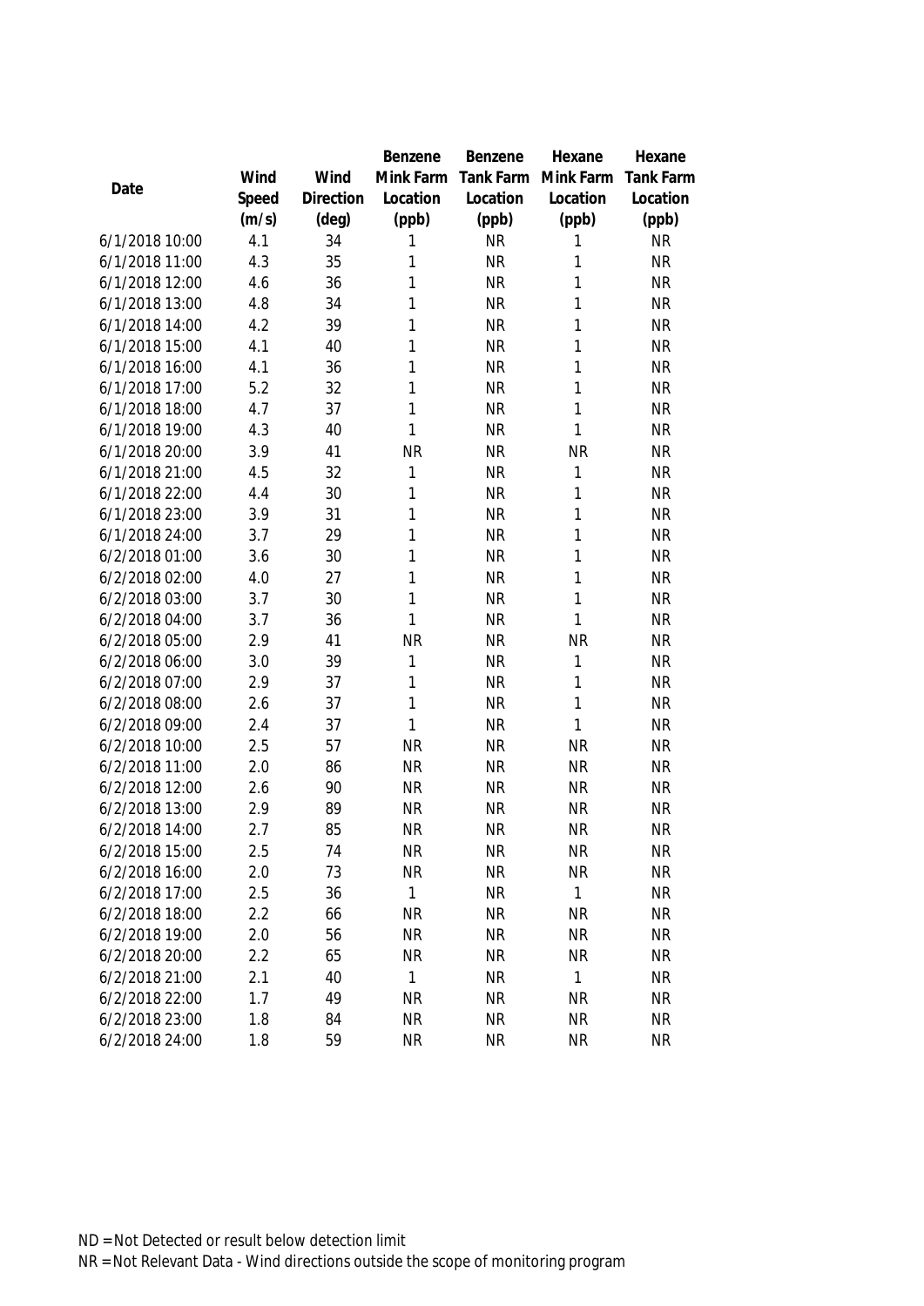| Date | Wind Speed (m/s) | Wind Direction (deg) | Benzene Mink Farm Location (ppb) | Benzene Tank Farm Location (ppb) | Hexane Mink Farm Location (ppb) | Hexane Tank Farm Location (ppb) |
|---|---|---|---|---|---|---|
| 6/1/2018 10:00 | 4.1 | 34 | 1 | NR | 1 | NR |
| 6/1/2018 11:00 | 4.3 | 35 | 1 | NR | 1 | NR |
| 6/1/2018 12:00 | 4.6 | 36 | 1 | NR | 1 | NR |
| 6/1/2018 13:00 | 4.8 | 34 | 1 | NR | 1 | NR |
| 6/1/2018 14:00 | 4.2 | 39 | 1 | NR | 1 | NR |
| 6/1/2018 15:00 | 4.1 | 40 | 1 | NR | 1 | NR |
| 6/1/2018 16:00 | 4.1 | 36 | 1 | NR | 1 | NR |
| 6/1/2018 17:00 | 5.2 | 32 | 1 | NR | 1 | NR |
| 6/1/2018 18:00 | 4.7 | 37 | 1 | NR | 1 | NR |
| 6/1/2018 19:00 | 4.3 | 40 | 1 | NR | 1 | NR |
| 6/1/2018 20:00 | 3.9 | 41 | NR | NR | NR | NR |
| 6/1/2018 21:00 | 4.5 | 32 | 1 | NR | 1 | NR |
| 6/1/2018 22:00 | 4.4 | 30 | 1 | NR | 1 | NR |
| 6/1/2018 23:00 | 3.9 | 31 | 1 | NR | 1 | NR |
| 6/1/2018 24:00 | 3.7 | 29 | 1 | NR | 1 | NR |
| 6/2/2018 01:00 | 3.6 | 30 | 1 | NR | 1 | NR |
| 6/2/2018 02:00 | 4.0 | 27 | 1 | NR | 1 | NR |
| 6/2/2018 03:00 | 3.7 | 30 | 1 | NR | 1 | NR |
| 6/2/2018 04:00 | 3.7 | 36 | 1 | NR | 1 | NR |
| 6/2/2018 05:00 | 2.9 | 41 | NR | NR | NR | NR |
| 6/2/2018 06:00 | 3.0 | 39 | 1 | NR | 1 | NR |
| 6/2/2018 07:00 | 2.9 | 37 | 1 | NR | 1 | NR |
| 6/2/2018 08:00 | 2.6 | 37 | 1 | NR | 1 | NR |
| 6/2/2018 09:00 | 2.4 | 37 | 1 | NR | 1 | NR |
| 6/2/2018 10:00 | 2.5 | 57 | NR | NR | NR | NR |
| 6/2/2018 11:00 | 2.0 | 86 | NR | NR | NR | NR |
| 6/2/2018 12:00 | 2.6 | 90 | NR | NR | NR | NR |
| 6/2/2018 13:00 | 2.9 | 89 | NR | NR | NR | NR |
| 6/2/2018 14:00 | 2.7 | 85 | NR | NR | NR | NR |
| 6/2/2018 15:00 | 2.5 | 74 | NR | NR | NR | NR |
| 6/2/2018 16:00 | 2.0 | 73 | NR | NR | NR | NR |
| 6/2/2018 17:00 | 2.5 | 36 | 1 | NR | 1 | NR |
| 6/2/2018 18:00 | 2.2 | 66 | NR | NR | NR | NR |
| 6/2/2018 19:00 | 2.0 | 56 | NR | NR | NR | NR |
| 6/2/2018 20:00 | 2.2 | 65 | NR | NR | NR | NR |
| 6/2/2018 21:00 | 2.1 | 40 | 1 | NR | 1 | NR |
| 6/2/2018 22:00 | 1.7 | 49 | NR | NR | NR | NR |
| 6/2/2018 23:00 | 1.8 | 84 | NR | NR | NR | NR |
| 6/2/2018 24:00 | 1.8 | 59 | NR | NR | NR | NR |

ND = Not Detected or result below detection limit

NR = Not Relevant Data - Wind directions outside the scope of monitoring program